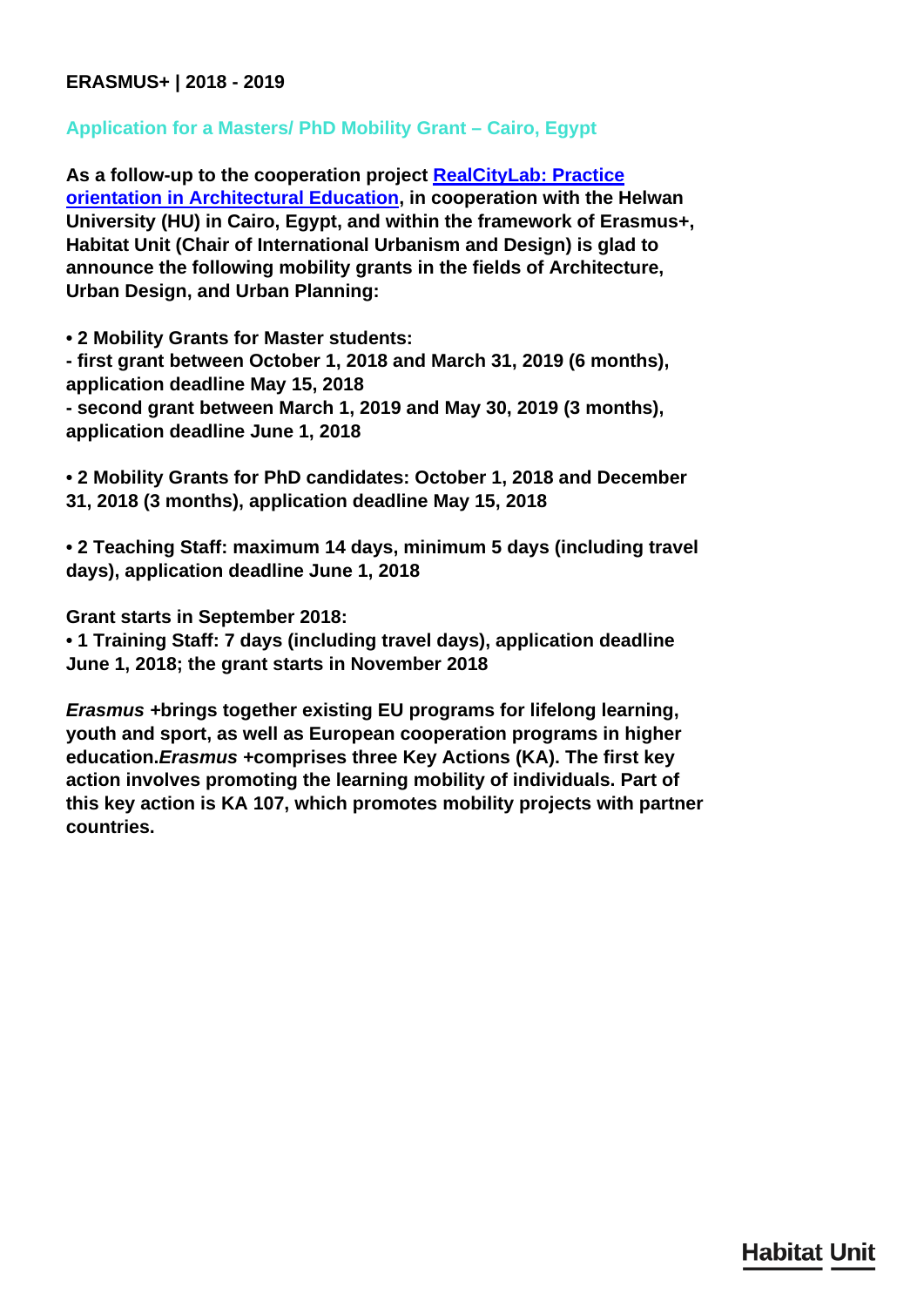**ERASMUS+ | 2018 - 2019**

## Application for a Masters/ PhD Mobility Grant – Cairo, Egypt

**As a follow-up to the cooperation project [RealCityLab: Practice orientation in Architectural Education], in cooperation with the Helwan University (HU) in Cairo, Egypt, and within the framework of Erasmus+, Habitat Unit (Chair of International Urbanism and Design) is glad to announce the following mobility grants in the fields of Architecture, Urban Design, and Urban Planning:**

**• 2 Mobility Grants for Master students:**
**- first grant between October 1, 2018 and March 31, 2019 (6 months), application deadline May 15, 2018**
**- second grant between March 1, 2019 and May 30, 2019 (3 months), application deadline June 1, 2018**

**• 2 Mobility Grants for PhD candidates: October 1, 2018 and December 31, 2018 (3 months), application deadline May 15, 2018**

**• 2 Teaching Staff: maximum 14 days, minimum 5 days (including travel days), application deadline June 1, 2018**

**Grant starts in September 2018:**
**• 1 Training Staff: 7 days (including travel days), application deadline June 1, 2018; the grant starts in November 2018**

***Erasmus* +brings together existing EU programs for lifelong learning, youth and sport, as well as European cooperation programs in higher education.*Erasmus* +comprises three Key Actions (KA). The first key action involves promoting the learning mobility of individuals. Part of this key action is KA 107, which promotes mobility projects with partner countries.**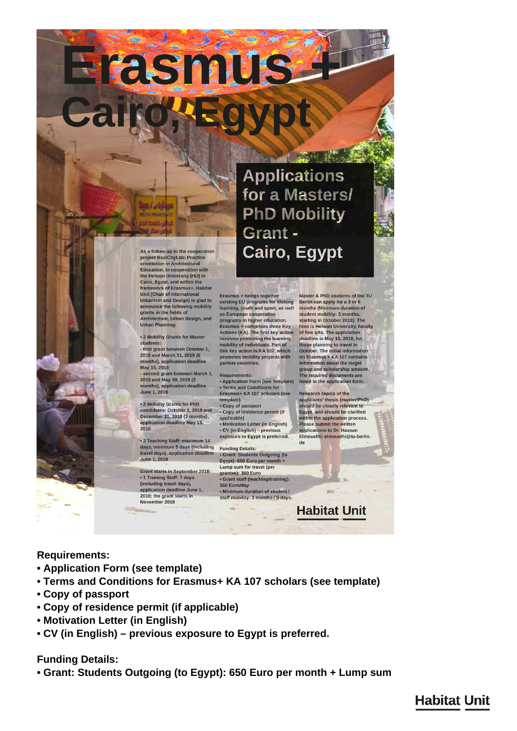# Erasmus + Cairo, Egypt

## Applications for a Masters/ PhD Mobility Grant - Cairo, Egypt

As a follow-up to the cooperation project RealCityLab: Practice orientation in Architectural Education, in cooperation with the Helwan University (HU) in Cairo, Egypt, and within the framework of Erasmus+, Habitat Unit (Chair of International Urbanism and Design) is glad to announce the following mobility grants in the fields of Architecture, Urban Design, and Urban Planning:

• 2 Mobility Grants for Master students:
- first grant between October 1, 2018 and March 31, 2019 (6 months), application deadline May 15, 2018
- second grant between March 1, 2019 and May 30, 2019 (3 months), application deadline June 1, 2018

• 2 Mobility Grants for PhD candidates: October 1, 2018 and December 31, 2018 (3 months), application deadline May 15, 2018

• 2 Teaching Staff: maximum 14 days, minimum 5 days (including travel days), application deadline June 1, 2018

Grant starts in September 2018:
• 1 Training Staff: 7 days (including travel days), application deadline June 1, 2018; the grant starts in November 2018

Erasmus + brings together existing EU programs for lifelong learning, youth and sport, as well as European cooperation programs in higher education. Erasmus + comprises three Key Actions (KA). The first key action involves promoting the learning mobility of individuals. Part of this key action is KA 107, which promotes mobility projects with partner countries.

Requirements:
• Application Form (see template)
• Terms and Conditions for Erasmus+ KA 107 scholars (see template)
• Copy of passport
• Copy of residence permit (if applicable)
• Motivation Letter (in English)
• CV (in English) – previous exposure to Egypt is preferred.

Funding Details:
• Grant: Students Outgoing (to Egypt): 650 Euro per month + Lump sum for travel (per grantee): 360 Euro
• Grant staff (teaching/training): 160 Euro/day.
• Minimum duration of student / staff mobility: 3 months / 5 days.

Master & PhD students of the TU Berlin can apply for a 3 or 6 months (Minimum duration of student mobility: 3 months, starting in October 2018). The host is Helwan University, faculty of fine arts. The application deadline is May 15, 2018, for those planning to travel in October. The initial information on Erasmus + KA 107 contains information about the target group and scholarship amount. The required documents are listed in the application form.

Research topics of the applicants' thesis (master/PhD) should be closely relevant to Egypt, and should be clarified within the application process. Please submit the written applications to Dr. Hassan Elmouelhi: elmouelhi@tu-berlin.de

Habitat Unit

**Requirements:**

- **Application Form (see template)**
- **Terms and Conditions for Erasmus+ KA 107 scholars (see template)**
- **Copy of passport**
- **Copy of residence permit (if applicable)**
- **Motivation Letter (in English)**
- **CV (in English) – previous exposure to Egypt is preferred.**

**Funding Details:**

- **Grant: Students Outgoing (to Egypt): 650 Euro per month + Lump sum**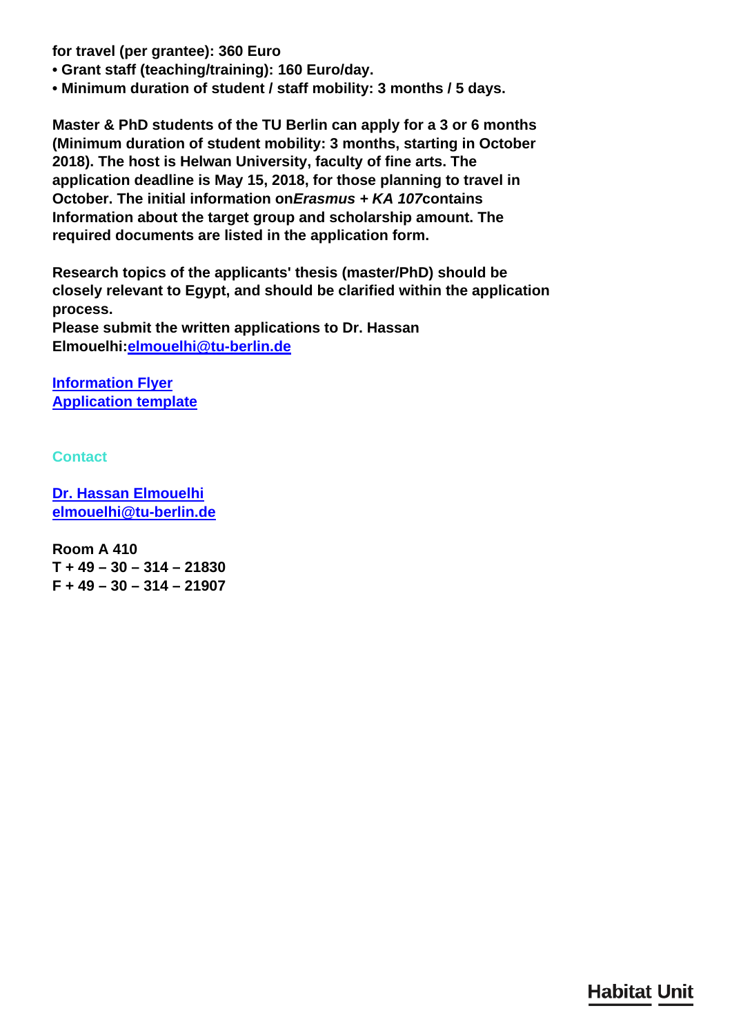**for travel (per grantee): 360 Euro**

- **Grant staff (teaching/training): 160 Euro/day.**
- **Minimum duration of student / staff mobility: 3 months / 5 days.**

**Master & PhD students of the TU Berlin can apply for a 3 or 6 months (Minimum duration of student mobility: 3 months, starting in October 2018). The host is Helwan University, faculty of fine arts. The application deadline is May 15, 2018, for those planning to travel in October. The initial information on*Erasmus + KA 107*contains Information about the target group and scholarship amount. The required documents are listed in the application form.**

**Research topics of the applicants' thesis (master/PhD) should be closely relevant to Egypt, and should be clarified within the application process.**
**Please submit the written applications to Dr. Hassan Elmouelhi:elmouelhi@tu-berlin.de**

**Information Flyer**
**Application template**

**Contact**

**Dr. Hassan Elmouelhi**
**elmouelhi@tu-berlin.de**

**Room A 410**
**T + 49 – 30 – 314 – 21830**
**F + 49 – 30 – 314 – 21907**